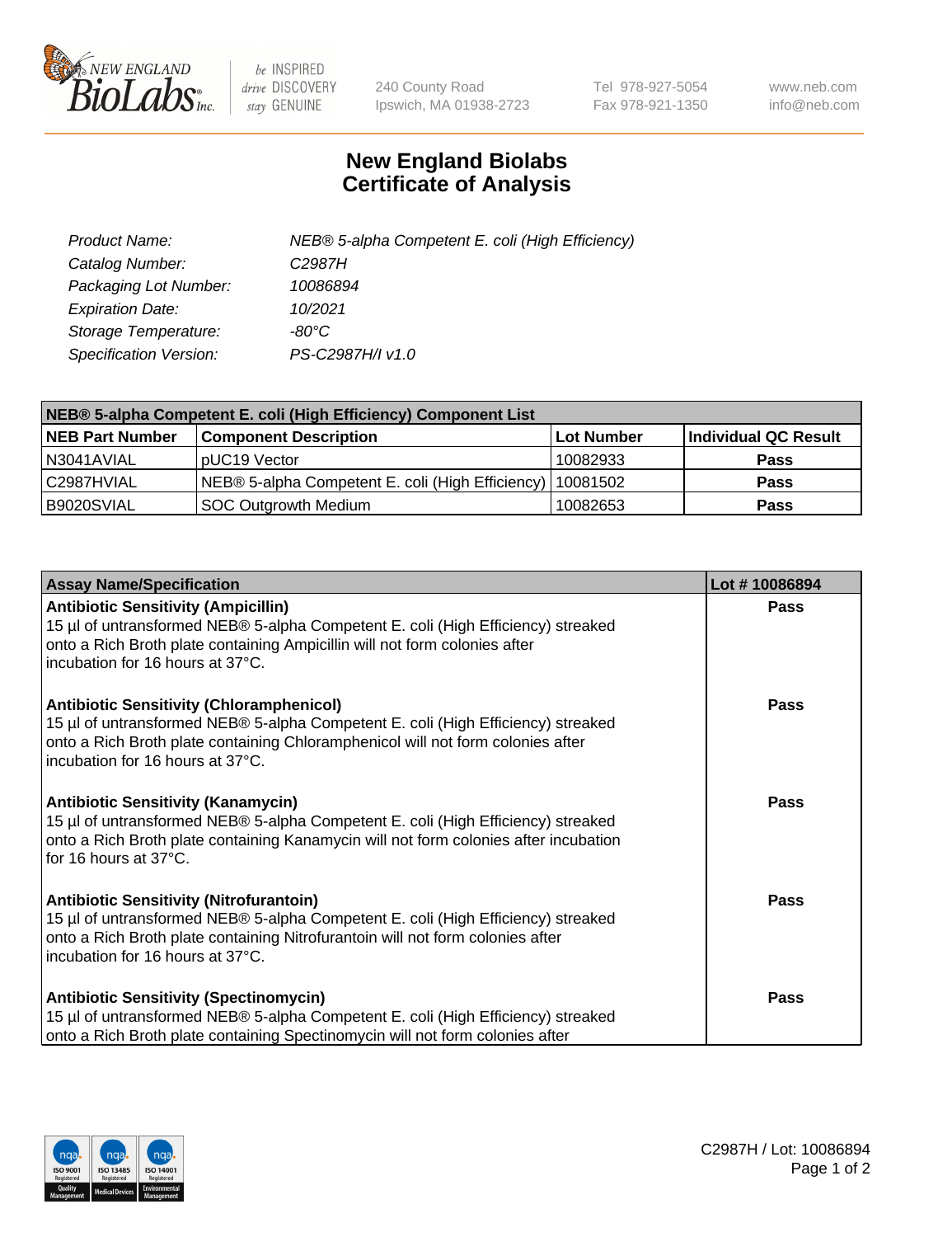# New England Biolabs Certificate of Analysis

| | |
|---|---|
| *Product Name:* | *NEB® 5-alpha Competent E. coli (High Efficiency)* |
| *Catalog Number:* | *C2987H* |
| *Packaging Lot Number:* | *10086894* |
| *Expiration Date:* | *10/2021* |
| *Storage Temperature:* | *-80°C* |
| *Specification Version:* | *PS-C2987H/I v1.0* |

| NEB® 5-alpha Competent E. coli (High Efficiency) Component List | | | |
|---|---|---|---|
| **NEB Part Number** | **Component Description** | **Lot Number** | **Individual QC Result** |
| N3041AVIAL | pUC19 Vector | 10082933 | **Pass** |
| C2987HVIAL | NEB® 5-alpha Competent E. coli (High Efficiency) | 10081502 | **Pass** |
| B9020SVIAL | SOC Outgrowth Medium | 10082653 | **Pass** |

| Assay Name/Specification | Lot # 10086894 |
|---|---|
| **Antibiotic Sensitivity (Ampicillin)**<br>15 µl of untransformed NEB® 5-alpha Competent E. coli (High Efficiency) streaked onto a Rich Broth plate containing Ampicillin will not form colonies after incubation for 16 hours at 37°C. | **Pass** |
| **Antibiotic Sensitivity (Chloramphenicol)**<br>15 µl of untransformed NEB® 5-alpha Competent E. coli (High Efficiency) streaked onto a Rich Broth plate containing Chloramphenicol will not form colonies after incubation for 16 hours at 37°C. | **Pass** |
| **Antibiotic Sensitivity (Kanamycin)**<br>15 µl of untransformed NEB® 5-alpha Competent E. coli (High Efficiency) streaked onto a Rich Broth plate containing Kanamycin will not form colonies after incubation for 16 hours at 37°C. | **Pass** |
| **Antibiotic Sensitivity (Nitrofurantoin)**<br>15 µl of untransformed NEB® 5-alpha Competent E. coli (High Efficiency) streaked onto a Rich Broth plate containing Nitrofurantoin will not form colonies after incubation for 16 hours at 37°C. | **Pass** |
| **Antibiotic Sensitivity (Spectinomycin)**<br>15 µl of untransformed NEB® 5-alpha Competent E. coli (High Efficiency) streaked onto a Rich Broth plate containing Spectinomycin will not form colonies after | **Pass** |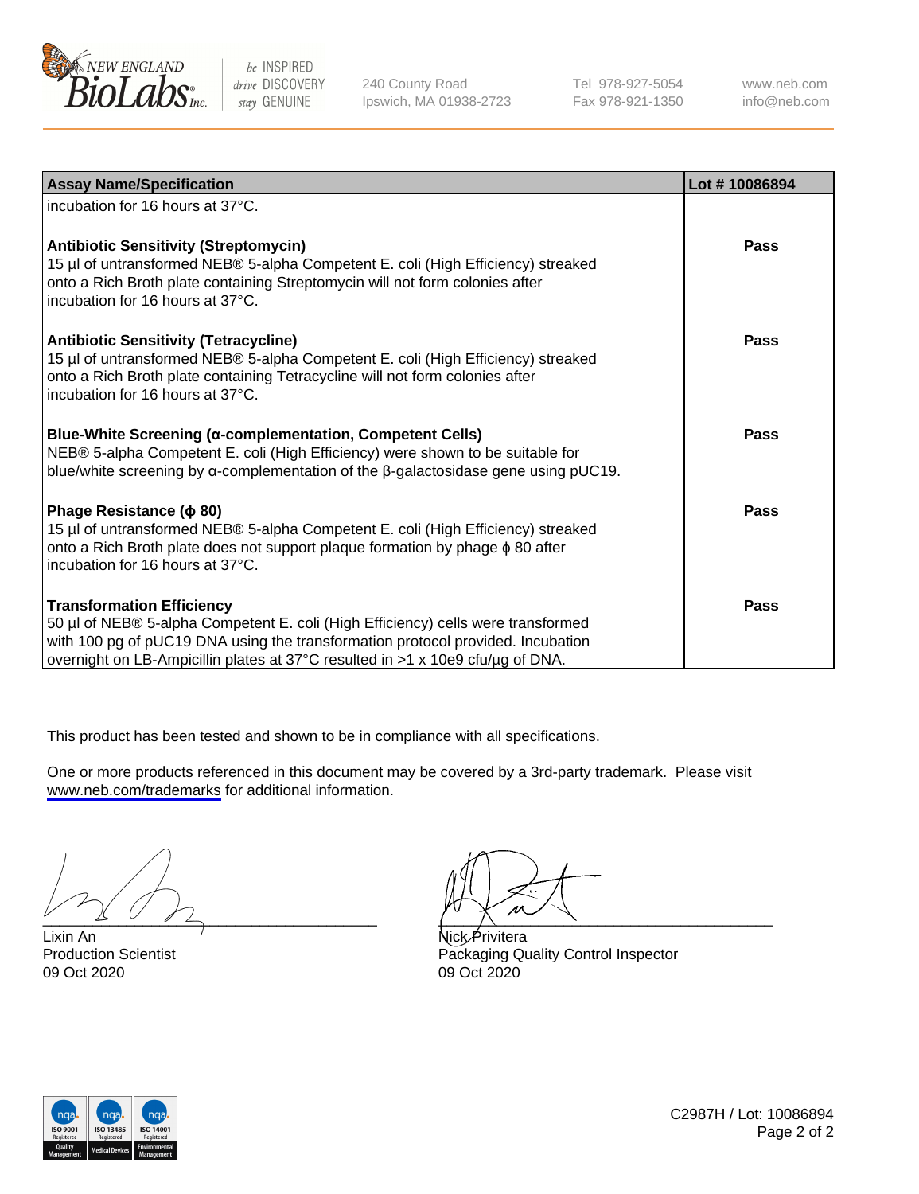| Assay Name/Specification | Lot # 10086894 |
|---|---|
| incubation for 16 hours at 37°C. | |
| **Antibiotic Sensitivity (Streptomycin)**<br>15 µl of untransformed NEB® 5-alpha Competent E. coli (High Efficiency) streaked onto a Rich Broth plate containing Streptomycin will not form colonies after incubation for 16 hours at 37°C. | **Pass** |
| **Antibiotic Sensitivity (Tetracycline)**<br>15 µl of untransformed NEB® 5-alpha Competent E. coli (High Efficiency) streaked onto a Rich Broth plate containing Tetracycline will not form colonies after incubation for 16 hours at 37°C. | **Pass** |
| **Blue-White Screening (α-complementation, Competent Cells)**<br>NEB® 5-alpha Competent E. coli (High Efficiency) were shown to be suitable for blue/white screening by α-complementation of the β-galactosidase gene using pUC19. | **Pass** |
| **Phage Resistance (ϕ 80)**<br>15 µl of untransformed NEB® 5-alpha Competent E. coli (High Efficiency) streaked onto a Rich Broth plate does not support plaque formation by phage ϕ 80 after incubation for 16 hours at 37°C. | **Pass** |
| **Transformation Efficiency**<br>50 µl of NEB® 5-alpha Competent E. coli (High Efficiency) cells were transformed with 100 pg of pUC19 DNA using the transformation protocol provided. Incubation overnight on LB-Ampicillin plates at 37°C resulted in >1 x 10e9 cfu/µg of DNA. | **Pass** |

This product has been tested and shown to be in compliance with all specifications.

One or more products referenced in this document may be covered by a 3rd-party trademark. Please visit www.neb.com/trademarks for additional information.

Lixin An
Production Scientist
09 Oct 2020

Nick Privitera
Packaging Quality Control Inspector
09 Oct 2020

C2987H / Lot: 10086894